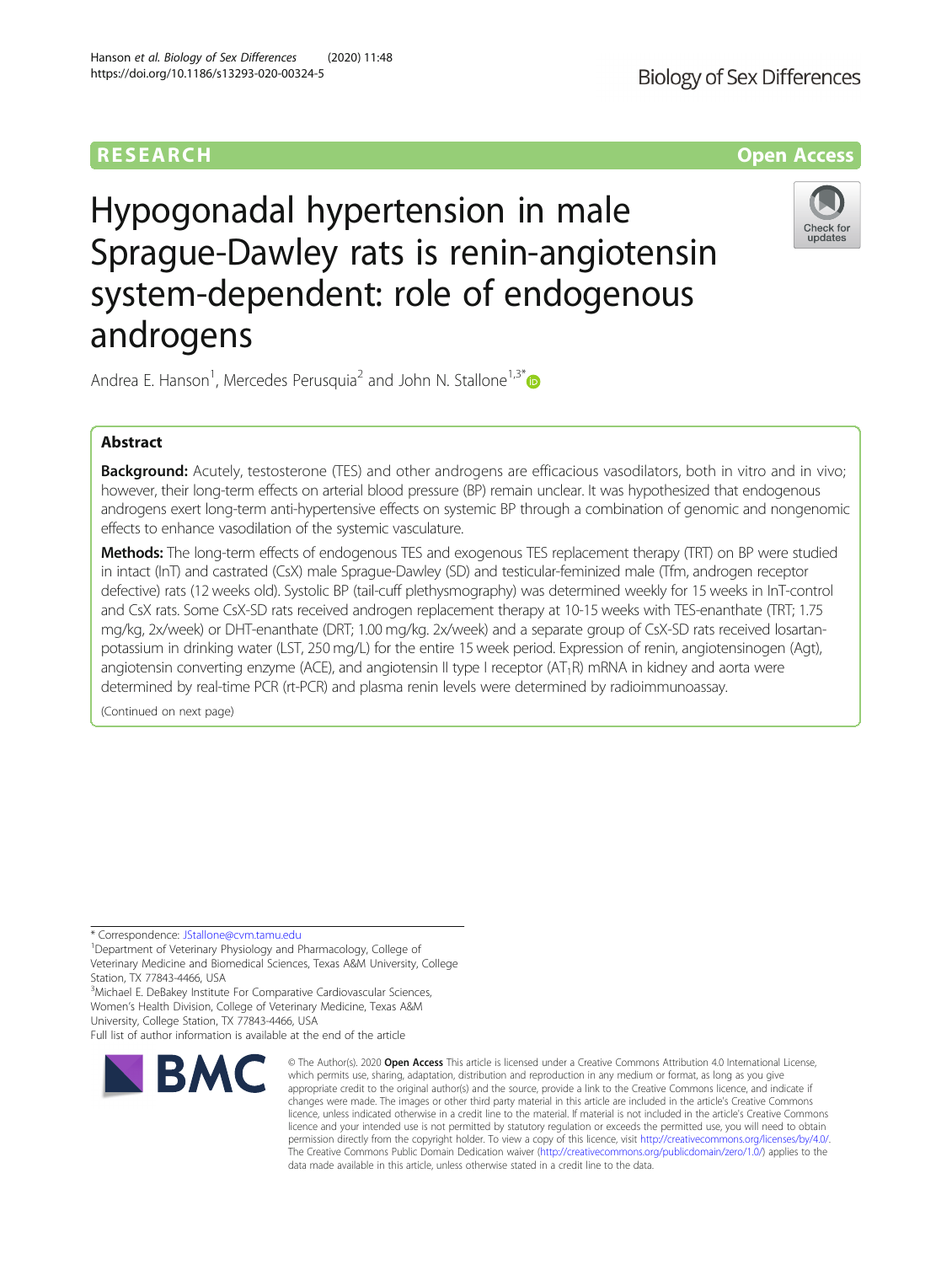# Hypogonadal hypertension in male Sprague-Dawley rats is renin-angiotensin system-dependent: role of endogenous androgens

Andrea E. Hanson[1], Mercedes Perusquia[2] and John N. Stallone[1,3]*

## Abstract

**Background:** Acutely, testosterone (TES) and other androgens are efficacious vasodilators, both in vitro and in vivo; however, their long-term effects on arterial blood pressure (BP) remain unclear. It was hypothesized that endogenous androgens exert long-term anti-hypertensive effects on systemic BP through a combination of genomic and nongenomic effects to enhance vasodilation of the systemic vasculature.

**Methods:** The long-term effects of endogenous TES and exogenous TES replacement therapy (TRT) on BP were studied in intact (InT) and castrated (CsX) male Sprague-Dawley (SD) and testicular-feminized male (Tfm, androgen receptor defective) rats (12 weeks old). Systolic BP (tail-cuff plethysmography) was determined weekly for 15 weeks in InT-control and CsX rats. Some CsX-SD rats received androgen replacement therapy at 10-15 weeks with TES-enanthate (TRT; 1.75 mg/kg, 2x/week) or DHT-enanthate (DRT; 1.00 mg/kg. 2x/week) and a separate group of CsX-SD rats received losartan-potassium in drinking water (LST, 250 mg/L) for the entire 15 week period. Expression of renin, angiotensinogen (Agt), angiotensin converting enzyme (ACE), and angiotensin II type I receptor ($AT_1R$) mRNA in kidney and aorta were determined by real-time PCR (rt-PCR) and plasma renin levels were determined by radioimmunoassay.

(Continued on next page)

\* Correspondence: JStallone@cvm.tamu.edu
[1]Department of Veterinary Physiology and Pharmacology, College of Veterinary Medicine and Biomedical Sciences, Texas A&M University, College Station, TX 77843-4466, USA
[3]Michael E. DeBakey Institute For Comparative Cardiovascular Sciences, Women's Health Division, College of Veterinary Medicine, Texas A&M University, College Station, TX 77843-4466, USA
Full list of author information is available at the end of the article

© The Author(s). 2020 **Open Access** This article is licensed under a Creative Commons Attribution 4.0 International License, which permits use, sharing, adaptation, distribution and reproduction in any medium or format, as long as you give appropriate credit to the original author(s) and the source, provide a link to the Creative Commons licence, and indicate if changes were made. The images or other third party material in this article are included in the article's Creative Commons licence, unless indicated otherwise in a credit line to the material. If material is not included in the article's Creative Commons licence and your intended use is not permitted by statutory regulation or exceeds the permitted use, you will need to obtain permission directly from the copyright holder. To view a copy of this licence, visit http://creativecommons.org/licenses/by/4.0/. The Creative Commons Public Domain Dedication waiver (http://creativecommons.org/publicdomain/zero/1.0/) applies to the data made available in this article, unless otherwise stated in a credit line to the data.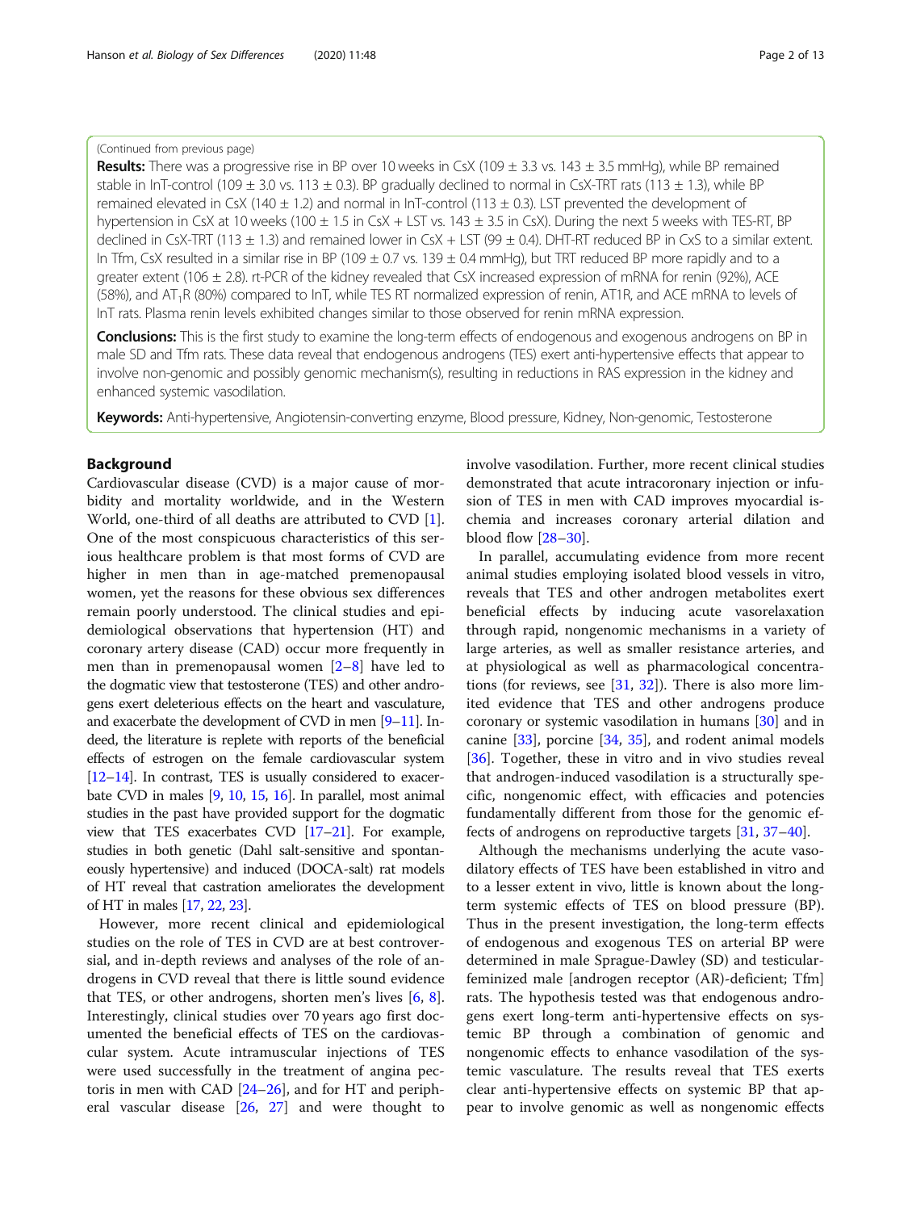(Continued from previous page)

**Results:** There was a progressive rise in BP over 10 weeks in CsX (109 ± 3.3 vs. 143 ± 3.5 mmHg), while BP remained stable in InT-control (109 ± 3.0 vs. 113 ± 0.3). BP gradually declined to normal in CsX-TRT rats (113 ± 1.3), while BP remained elevated in CsX (140 ± 1.2) and normal in InT-control (113 ± 0.3). LST prevented the development of hypertension in CsX at 10 weeks (100 ± 1.5 in CsX + LST vs. 143 ± 3.5 in CsX). During the next 5 weeks with TES-RT, BP declined in CsX-TRT (113 ± 1.3) and remained lower in CsX + LST (99 ± 0.4). DHT-RT reduced BP in CxS to a similar extent. In Tfm, CsX resulted in a similar rise in BP (109 ± 0.7 vs. 139 ± 0.4 mmHg), but TRT reduced BP more rapidly and to a greater extent (106 ± 2.8). rt-PCR of the kidney revealed that CsX increased expression of mRNA for renin (92%), ACE (58%), and $AT_1R$ (80%) compared to InT, while TES RT normalized expression of renin, AT1R, and ACE mRNA to levels of InT rats. Plasma renin levels exhibited changes similar to those observed for renin mRNA expression.

**Conclusions:** This is the first study to examine the long-term effects of endogenous and exogenous androgens on BP in male SD and Tfm rats. These data reveal that endogenous androgens (TES) exert anti-hypertensive effects that appear to involve non-genomic and possibly genomic mechanism(s), resulting in reductions in RAS expression in the kidney and enhanced systemic vasodilation.

**Keywords:** Anti-hypertensive, Angiotensin-converting enzyme, Blood pressure, Kidney, Non-genomic, Testosterone

## Background

Cardiovascular disease (CVD) is a major cause of morbidity and mortality worldwide, and in the Western World, one-third of all deaths are attributed to CVD [1]. One of the most conspicuous characteristics of this serious healthcare problem is that most forms of CVD are higher in men than in age-matched premenopausal women, yet the reasons for these obvious sex differences remain poorly understood. The clinical studies and epidemiological observations that hypertension (HT) and coronary artery disease (CAD) occur more frequently in men than in premenopausal women [2–8] have led to the dogmatic view that testosterone (TES) and other androgens exert deleterious effects on the heart and vasculature, and exacerbate the development of CVD in men [9–11]. Indeed, the literature is replete with reports of the beneficial effects of estrogen on the female cardiovascular system [12–14]. In contrast, TES is usually considered to exacerbate CVD in males [9, 10, 15, 16]. In parallel, most animal studies in the past have provided support for the dogmatic view that TES exacerbates CVD [17–21]. For example, studies in both genetic (Dahl salt-sensitive and spontaneously hypertensive) and induced (DOCA-salt) rat models of HT reveal that castration ameliorates the development of HT in males [17, 22, 23].

However, more recent clinical and epidemiological studies on the role of TES in CVD are at best controversial, and in-depth reviews and analyses of the role of androgens in CVD reveal that there is little sound evidence that TES, or other androgens, shorten men's lives [6, 8]. Interestingly, clinical studies over 70 years ago first documented the beneficial effects of TES on the cardiovascular system. Acute intramuscular injections of TES were used successfully in the treatment of angina pectoris in men with CAD [24–26], and for HT and peripheral vascular disease [26, 27] and were thought to involve vasodilation. Further, more recent clinical studies demonstrated that acute intracoronary injection or infusion of TES in men with CAD improves myocardial ischemia and increases coronary arterial dilation and blood flow [28–30].

In parallel, accumulating evidence from more recent animal studies employing isolated blood vessels in vitro, reveals that TES and other androgen metabolites exert beneficial effects by inducing acute vasorelaxation through rapid, nongenomic mechanisms in a variety of large arteries, as well as smaller resistance arteries, and at physiological as well as pharmacological concentrations (for reviews, see [31, 32]). There is also more limited evidence that TES and other androgens produce coronary or systemic vasodilation in humans [30] and in canine [33], porcine [34, 35], and rodent animal models [36]. Together, these in vitro and in vivo studies reveal that androgen-induced vasodilation is a structurally specific, nongenomic effect, with efficacies and potencies fundamentally different from those for the genomic effects of androgens on reproductive targets [31, 37–40].

Although the mechanisms underlying the acute vasodilatory effects of TES have been established in vitro and to a lesser extent in vivo, little is known about the long-term systemic effects of TES on blood pressure (BP). Thus in the present investigation, the long-term effects of endogenous and exogenous TES on arterial BP were determined in male Sprague-Dawley (SD) and testicular-feminized male [androgen receptor (AR)-deficient; Tfm] rats. The hypothesis tested was that endogenous androgens exert long-term anti-hypertensive effects on systemic BP through a combination of genomic and nongenomic effects to enhance vasodilation of the systemic vasculature. The results reveal that TES exerts clear anti-hypertensive effects on systemic BP that appear to involve genomic as well as nongenomic effects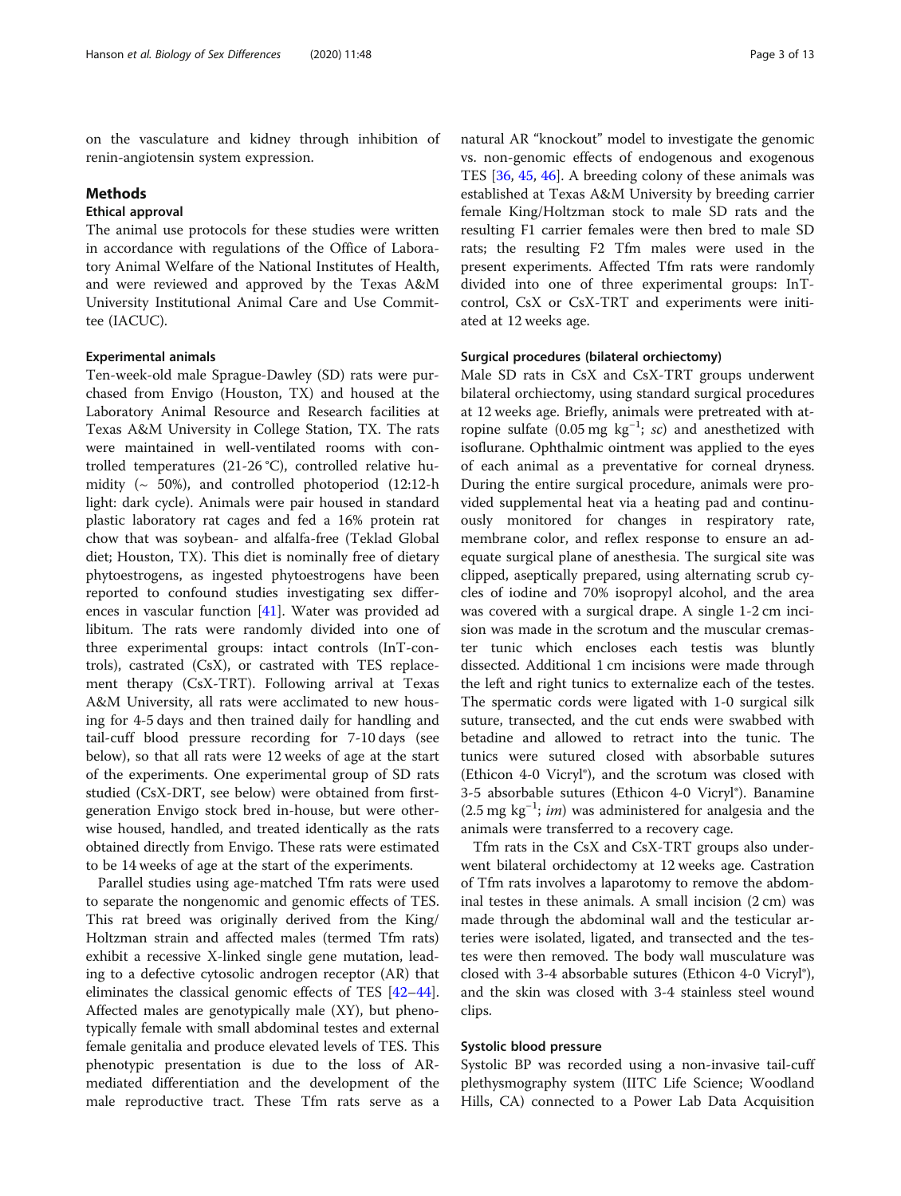on the vasculature and kidney through inhibition of renin-angiotensin system expression.

## Methods

### Ethical approval

The animal use protocols for these studies were written in accordance with regulations of the Office of Laboratory Animal Welfare of the National Institutes of Health, and were reviewed and approved by the Texas A&M University Institutional Animal Care and Use Committee (IACUC).

### Experimental animals

Ten-week-old male Sprague-Dawley (SD) rats were purchased from Envigo (Houston, TX) and housed at the Laboratory Animal Resource and Research facilities at Texas A&M University in College Station, TX. The rats were maintained in well-ventilated rooms with controlled temperatures (21-26 °C), controlled relative humidity (~ 50%), and controlled photoperiod (12:12-h light: dark cycle). Animals were pair housed in standard plastic laboratory rat cages and fed a 16% protein rat chow that was soybean- and alfalfa-free (Teklad Global diet; Houston, TX). This diet is nominally free of dietary phytoestrogens, as ingested phytoestrogens have been reported to confound studies investigating sex differences in vascular function [41]. Water was provided ad libitum. The rats were randomly divided into one of three experimental groups: intact controls (InT-controls), castrated (CsX), or castrated with TES replacement therapy (CsX-TRT). Following arrival at Texas A&M University, all rats were acclimated to new housing for 4-5 days and then trained daily for handling and tail-cuff blood pressure recording for 7-10 days (see below), so that all rats were 12 weeks of age at the start of the experiments. One experimental group of SD rats studied (CsX-DRT, see below) were obtained from first-generation Envigo stock bred in-house, but were otherwise housed, handled, and treated identically as the rats obtained directly from Envigo. These rats were estimated to be 14 weeks of age at the start of the experiments.

Parallel studies using age-matched Tfm rats were used to separate the nongenomic and genomic effects of TES. This rat breed was originally derived from the King/Holtzman strain and affected males (termed Tfm rats) exhibit a recessive X-linked single gene mutation, leading to a defective cytosolic androgen receptor (AR) that eliminates the classical genomic effects of TES [42–44]. Affected males are genotypically male (XY), but phenotypically female with small abdominal testes and external female genitalia and produce elevated levels of TES. This phenotypic presentation is due to the loss of AR-mediated differentiation and the development of the male reproductive tract. These Tfm rats serve as a natural AR "knockout" model to investigate the genomic vs. non-genomic effects of endogenous and exogenous TES [36, 45, 46]. A breeding colony of these animals was established at Texas A&M University by breeding carrier female King/Holtzman stock to male SD rats and the resulting F1 carrier females were then bred to male SD rats; the resulting F2 Tfm males were used in the present experiments. Affected Tfm rats were randomly divided into one of three experimental groups: InT-control, CsX or CsX-TRT and experiments were initiated at 12 weeks age.

### Surgical procedures (bilateral orchiectomy)

Male SD rats in CsX and CsX-TRT groups underwent bilateral orchiectomy, using standard surgical procedures at 12 weeks age. Briefly, animals were pretreated with atropine sulfate (0.05 mg $kg^{-1}$; *sc*) and anesthetized with isoflurane. Ophthalmic ointment was applied to the eyes of each animal as a preventative for corneal dryness. During the entire surgical procedure, animals were provided supplemental heat via a heating pad and continuously monitored for changes in respiratory rate, membrane color, and reflex response to ensure an adequate surgical plane of anesthesia. The surgical site was clipped, aseptically prepared, using alternating scrub cycles of iodine and 70% isopropyl alcohol, and the area was covered with a surgical drape. A single 1-2 cm incision was made in the scrotum and the muscular cremaster tunic which encloses each testis was bluntly dissected. Additional 1 cm incisions were made through the left and right tunics to externalize each of the testes. The spermatic cords were ligated with 1-0 surgical silk suture, transected, and the cut ends were swabbed with betadine and allowed to retract into the tunic. The tunics were sutured closed with absorbable sutures (Ethicon 4-0 Vicryl®), and the scrotum was closed with 3-5 absorbable sutures (Ethicon 4-0 Vicryl®). Banamine (2.5 mg $kg^{-1}$; *im*) was administered for analgesia and the animals were transferred to a recovery cage.

Tfm rats in the CsX and CsX-TRT groups also underwent bilateral orchidectomy at 12 weeks age. Castration of Tfm rats involves a laparotomy to remove the abdominal testes in these animals. A small incision (2 cm) was made through the abdominal wall and the testicular arteries were isolated, ligated, and transected and the testes were then removed. The body wall musculature was closed with 3-4 absorbable sutures (Ethicon 4-0 Vicryl®), and the skin was closed with 3-4 stainless steel wound clips.

### Systolic blood pressure

Systolic BP was recorded using a non-invasive tail-cuff plethysmography system (IITC Life Science; Woodland Hills, CA) connected to a Power Lab Data Acquisition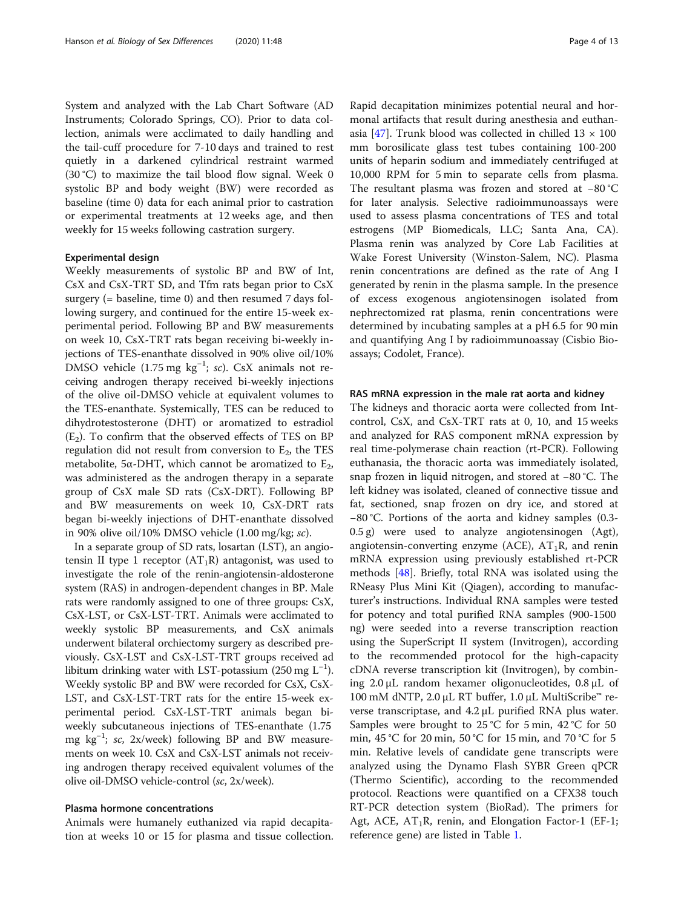System and analyzed with the Lab Chart Software (AD Instruments; Colorado Springs, CO). Prior to data collection, animals were acclimated to daily handling and the tail-cuff procedure for 7-10 days and trained to rest quietly in a darkened cylindrical restraint warmed (30 °C) to maximize the tail blood flow signal. Week 0 systolic BP and body weight (BW) were recorded as baseline (time 0) data for each animal prior to castration or experimental treatments at 12 weeks age, and then weekly for 15 weeks following castration surgery.

### Experimental design

Weekly measurements of systolic BP and BW of Int, CsX and CsX-TRT SD, and Tfm rats began prior to CsX surgery (= baseline, time 0) and then resumed 7 days following surgery, and continued for the entire 15-week experimental period. Following BP and BW measurements on week 10, CsX-TRT rats began receiving bi-weekly injections of TES-enanthate dissolved in 90% olive oil/10% DMSO vehicle (1.75 mg $kg^{-1}$; *sc*). CsX animals not receiving androgen therapy received bi-weekly injections of the olive oil-DMSO vehicle at equivalent volumes to the TES-enanthate. Systemically, TES can be reduced to dihydrotestosterone (DHT) or aromatized to estradiol ($E_2$). To confirm that the observed effects of TES on BP regulation did not result from conversion to $E_2$, the TES metabolite, 5α-DHT, which cannot be aromatized to $E_2$, was administered as the androgen therapy in a separate group of CsX male SD rats (CsX-DRT). Following BP and BW measurements on week 10, CsX-DRT rats began bi-weekly injections of DHT-enanthate dissolved in 90% olive oil/10% DMSO vehicle (1.00 mg/kg; *sc*).

In a separate group of SD rats, losartan (LST), an angiotensin II type 1 receptor ($AT_1R$) antagonist, was used to investigate the role of the renin-angiotensin-aldosterone system (RAS) in androgen-dependent changes in BP. Male rats were randomly assigned to one of three groups: CsX, CsX-LST, or CsX-LST-TRT. Animals were acclimated to weekly systolic BP measurements, and CsX animals underwent bilateral orchiectomy surgery as described previously. CsX-LST and CsX-LST-TRT groups received ad libitum drinking water with LST-potassium (250 mg $L^{-1}$). Weekly systolic BP and BW were recorded for CsX, CsX-LST, and CsX-LST-TRT rats for the entire 15-week experimental period. CsX-LST-TRT animals began bi-weekly subcutaneous injections of TES-enanthate (1.75 mg $kg^{-1}$; *sc*, 2x/week) following BP and BW measurements on week 10. CsX and CsX-LST animals not receiving androgen therapy received equivalent volumes of the olive oil-DMSO vehicle-control (*sc*, 2x/week).

### Plasma hormone concentrations

Animals were humanely euthanized via rapid decapitation at weeks 10 or 15 for plasma and tissue collection. Rapid decapitation minimizes potential neural and hormonal artifacts that result during anesthesia and euthanasia [47]. Trunk blood was collected in chilled 13 × 100 mm borosilicate glass test tubes containing 100-200 units of heparin sodium and immediately centrifuged at 10,000 RPM for 5 min to separate cells from plasma. The resultant plasma was frozen and stored at −80 °C for later analysis. Selective radioimmunoassays were used to assess plasma concentrations of TES and total estrogens (MP Biomedicals, LLC; Santa Ana, CA). Plasma renin was analyzed by Core Lab Facilities at Wake Forest University (Winston-Salem, NC). Plasma renin concentrations are defined as the rate of Ang I generated by renin in the plasma sample. In the presence of excess exogenous angiotensinogen isolated from nephrectomized rat plasma, renin concentrations were determined by incubating samples at a pH 6.5 for 90 min and quantifying Ang I by radioimmunoassay (Cisbio Bioassays; Codolet, France).

### RAS mRNA expression in the male rat aorta and kidney

The kidneys and thoracic aorta were collected from Int-control, CsX, and CsX-TRT rats at 0, 10, and 15 weeks and analyzed for RAS component mRNA expression by real time-polymerase chain reaction (rt-PCR). Following euthanasia, the thoracic aorta was immediately isolated, snap frozen in liquid nitrogen, and stored at −80 °C. The left kidney was isolated, cleaned of connective tissue and fat, sectioned, snap frozen on dry ice, and stored at −80 °C. Portions of the aorta and kidney samples (0.3-0.5 g) were used to analyze angiotensinogen (Agt), angiotensin-converting enzyme (ACE), $AT_1R$, and renin mRNA expression using previously established rt-PCR methods [48]. Briefly, total RNA was isolated using the RNeasy Plus Mini Kit (Qiagen), according to manufacturer's instructions. Individual RNA samples were tested for potency and total purified RNA samples (900-1500 ng) were seeded into a reverse transcription reaction using the SuperScript II system (Invitrogen), according to the recommended protocol for the high-capacity cDNA reverse transcription kit (Invitrogen), by combining 2.0 μL random hexamer oligonucleotides, 0.8 μL of 100 mM dNTP, 2.0 μL RT buffer, 1.0 μL MultiScribe™ reverse transcriptase, and 4.2 μL purified RNA plus water. Samples were brought to 25 °C for 5 min, 42 °C for 50 min, 45 °C for 20 min, 50 °C for 15 min, and 70 °C for 5 min. Relative levels of candidate gene transcripts were analyzed using the Dynamo Flash SYBR Green qPCR (Thermo Scientific), according to the recommended protocol. Reactions were quantified on a CFX38 touch RT-PCR detection system (BioRad). The primers for Agt, ACE, $AT_1R$, renin, and Elongation Factor-1 (EF-1; reference gene) are listed in Table 1.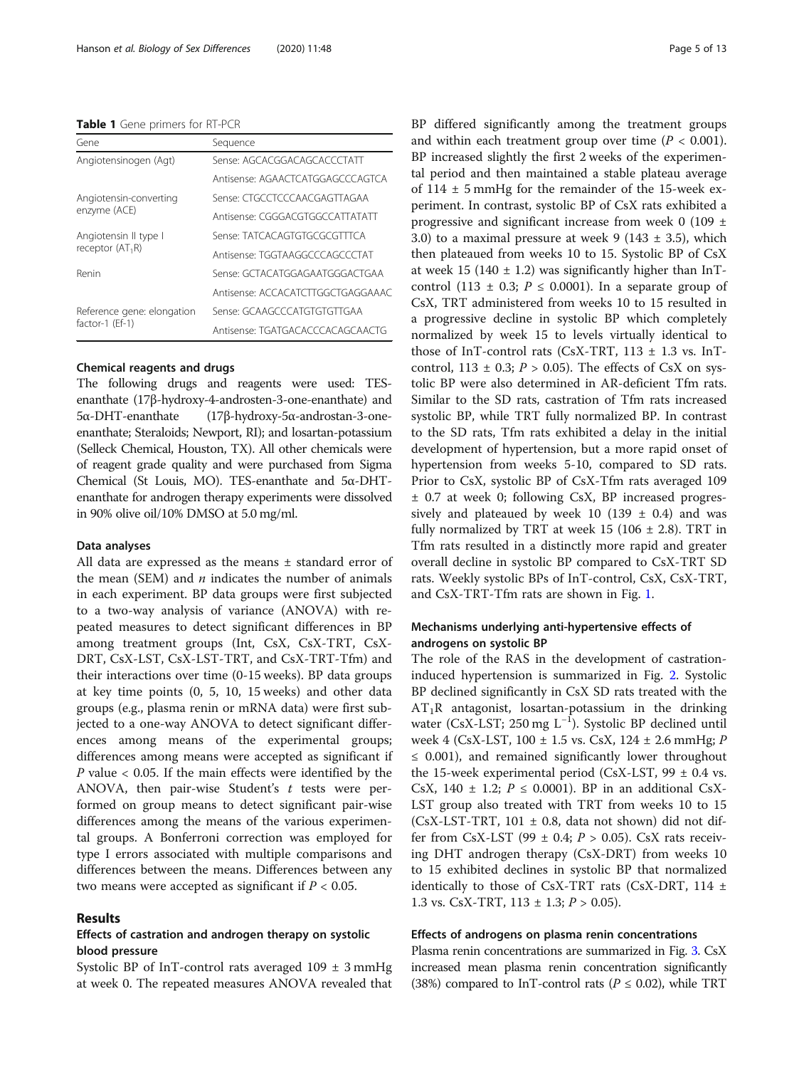**Table 1** Gene primers for RT-PCR

| Gene | Sequence |
|---|---|
| Angiotensinogen (Agt) | Sense: AGCACGGACAGCACCCTATT |
| | Antisense: AGAACTCATGGAGCCCAGTCA |
| Angiotensin-converting enzyme (ACE) | Sense: CTGCCTCCCAACGAGTTAGAA |
| | Antisense: CGGGACGTGGCCATTATATT |
| Angiotensin II type I receptor ($AT_1R$) | Sense: TATCACAGTGTGCGCGTTTCA |
| | Antisense: TGGTAAGGCCCAGCCCTAT |
| Renin | Sense: GCTACATGGAGAATGGGACTGAA |
| | Antisense: ACCACATCTTGGCTGAGGAAAC |
| Reference gene: elongation factor-1 (Ef-1) | Sense: GCAAGCCCATGTGTGTTGAA |
| | Antisense: TGATGACACCCACAGCAACTG |

### Chemical reagents and drugs

The following drugs and reagents were used: TES-enanthate (17β-hydroxy-4-androsten-3-one-enanthate) and 5α-DHT-enanthate (17β-hydroxy-5α-androstan-3-one-enanthate; Steraloids; Newport, RI); and losartan-potassium (Selleck Chemical, Houston, TX). All other chemicals were of reagent grade quality and were purchased from Sigma Chemical (St Louis, MO). TES-enanthate and 5α-DHT-enanthate for androgen therapy experiments were dissolved in 90% olive oil/10% DMSO at 5.0 mg/ml.

### Data analyses

All data are expressed as the means ± standard error of the mean (SEM) and $n$ indicates the number of animals in each experiment. BP data groups were first subjected to a two-way analysis of variance (ANOVA) with repeated measures to detect significant differences in BP among treatment groups (Int, CsX, CsX-TRT, CsX-DRT, CsX-LST, CsX-LST-TRT, and CsX-TRT-Tfm) and their interactions over time (0-15 weeks). BP data groups at key time points (0, 5, 10, 15 weeks) and other data groups (e.g., plasma renin or mRNA data) were first subjected to a one-way ANOVA to detect significant differences among means of the experimental groups; differences among means were accepted as significant if $P$ value < 0.05. If the main effects were identified by the ANOVA, then pair-wise Student's $t$ tests were performed on group means to detect significant pair-wise differences among the means of the various experimental groups. A Bonferroni correction was employed for type I errors associated with multiple comparisons and differences between the means. Differences between any two means were accepted as significant if $P < 0.05$.

## Results

### Effects of castration and androgen therapy on systolic blood pressure

Systolic BP of InT-control rats averaged 109 ± 3 mmHg at week 0. The repeated measures ANOVA revealed that BP differed significantly among the treatment groups and within each treatment group over time ($P < 0.001$). BP increased slightly the first 2 weeks of the experimental period and then maintained a stable plateau average of 114 ± 5 mmHg for the remainder of the 15-week experiment. In contrast, systolic BP of CsX rats exhibited a progressive and significant increase from week 0 (109 ± 3.0) to a maximal pressure at week 9 (143 ± 3.5), which then plateaued from weeks 10 to 15. Systolic BP of CsX at week 15 (140 ± 1.2) was significantly higher than InT-control (113 ± 0.3; $P \leq 0.0001$). In a separate group of CsX, TRT administered from weeks 10 to 15 resulted in a progressive decline in systolic BP which completely normalized by week 15 to levels virtually identical to those of InT-control rats (CsX-TRT, 113 ± 1.3 vs. InT-control, 113 ± 0.3; $P > 0.05$). The effects of CsX on systolic BP were also determined in AR-deficient Tfm rats. Similar to the SD rats, castration of Tfm rats increased systolic BP, while TRT fully normalized BP. In contrast to the SD rats, Tfm rats exhibited a delay in the initial development of hypertension, but a more rapid onset of hypertension from weeks 5-10, compared to SD rats. Prior to CsX, systolic BP of CsX-Tfm rats averaged 109 ± 0.7 at week 0; following CsX, BP increased progressively and plateaued by week 10 (139 ± 0.4) and was fully normalized by TRT at week 15 (106 ± 2.8). TRT in Tfm rats resulted in a distinctly more rapid and greater overall decline in systolic BP compared to CsX-TRT SD rats. Weekly systolic BPs of InT-control, CsX, CsX-TRT, and CsX-TRT-Tfm rats are shown in Fig. 1.

### Mechanisms underlying anti-hypertensive effects of androgens on systolic BP

The role of the RAS in the development of castration-induced hypertension is summarized in Fig. 2. Systolic BP declined significantly in CsX SD rats treated with the $AT_1R$ antagonist, losartan-potassium in the drinking water (CsX-LST; 250 mg $L^{-1}$). Systolic BP declined until week 4 (CsX-LST, 100 ± 1.5 vs. CsX, 124 ± 2.6 mmHg; $P \leq 0.001$), and remained significantly lower throughout the 15-week experimental period (CsX-LST, 99 ± 0.4 vs. CsX, 140 ± 1.2; $P \leq 0.0001$). BP in an additional CsX-LST group also treated with TRT from weeks 10 to 15 (CsX-LST-TRT, 101 ± 0.8, data not shown) did not differ from CsX-LST (99 ± 0.4; $P > 0.05$). CsX rats receiving DHT androgen therapy (CsX-DRT) from weeks 10 to 15 exhibited declines in systolic BP that normalized identically to those of CsX-TRT rats (CsX-DRT, 114 ± 1.3 vs. CsX-TRT, 113 ± 1.3; $P > 0.05$).

### Effects of androgens on plasma renin concentrations

Plasma renin concentrations are summarized in Fig. 3. CsX increased mean plasma renin concentration significantly (38%) compared to InT-control rats ($P \leq 0.02$), while TRT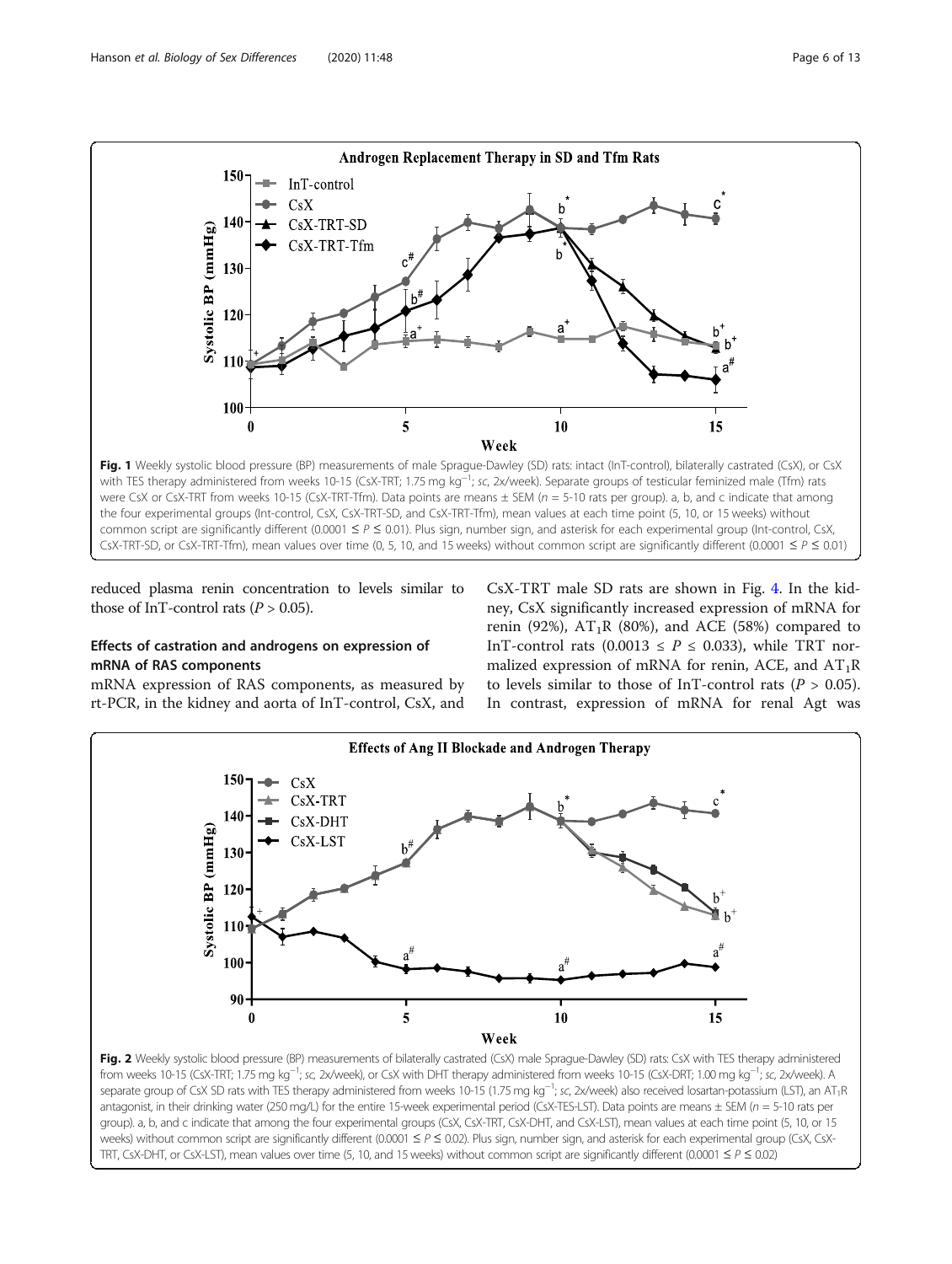Fig. 1 Weekly systolic blood pressure (BP) measurements of male Sprague-Dawley (SD) rats: intact (InT-control), bilaterally castrated (CsX), or CsX with TES therapy administered from weeks 10-15 (CsX-TRT; 1.75 mg kg$^{-1}$; *sc*, 2x/week). Separate groups of testicular feminized male (Tfm) rats were CsX or CsX-TRT from weeks 10-15 (CsX-TRT-Tfm). Data points are means ± SEM ($n$ = 5-10 rats per group). a, b, and c indicate that among the four experimental groups (Int-control, CsX, CsX-TRT-SD, and CsX-TRT-Tfm), mean values at each time point (5, 10, or 15 weeks) without common script are significantly different ($0.0001 \leq P \leq 0.01$). Plus sign, number sign, and asterisk for each experimental group (Int-control, CsX, CsX-TRT-SD, or CsX-TRT-Tfm), mean values over time (0, 5, 10, and 15 weeks) without common script are significantly different ($0.0001 \leq P \leq 0.01$)

reduced plasma renin concentration to levels similar to those of InT-control rats ($P > 0.05$).

## Effects of castration and androgens on expression of mRNA of RAS components

mRNA expression of RAS components, as measured by rt-PCR, in the kidney and aorta of InT-control, CsX, and CsX-TRT male SD rats are shown in Fig. 4. In the kidney, CsX significantly increased expression of mRNA for renin (92%), $AT_1R$ (80%), and ACE (58%) compared to InT-control rats ($0.0013 \leq P \leq 0.033$), while TRT normalized expression of mRNA for renin, ACE, and $AT_1R$ to levels similar to those of InT-control rats ($P > 0.05$). In contrast, expression of mRNA for renal Agt was

Fig. 2 Weekly systolic blood pressure (BP) measurements of bilaterally castrated (CsX) male Sprague-Dawley (SD) rats: CsX with TES therapy administered from weeks 10-15 (CsX-TRT; 1.75 mg kg$^{-1}$; *sc*, 2x/week), or CsX with DHT therapy administered from weeks 10-15 (CsX-DRT; 1.00 mg kg$^{-1}$; *sc*, 2x/week). A separate group of CsX SD rats with TES therapy administered from weeks 10-15 (1.75 mg kg$^{-1}$; *sc*, 2x/week) also received losartan-potassium (LST), an $AT_1R$ antagonist, in their drinking water (250 mg/L) for the entire 15-week experimental period (CsX-TES-LST). Data points are means ± SEM ($n$ = 5-10 rats per group). a, b, and c indicate that among the four experimental groups (CsX, CsX-TRT, CsX-DHT, and CsX-LST), mean values at each time point (5, 10, or 15 weeks) without common script are significantly different ($0.0001 \leq P \leq 0.02$). Plus sign, number sign, and asterisk for each experimental group (CsX, CsX-TRT, CsX-DHT, or CsX-LST), mean values over time (5, 10, and 15 weeks) without common script are significantly different ($0.0001 \leq P \leq 0.02$)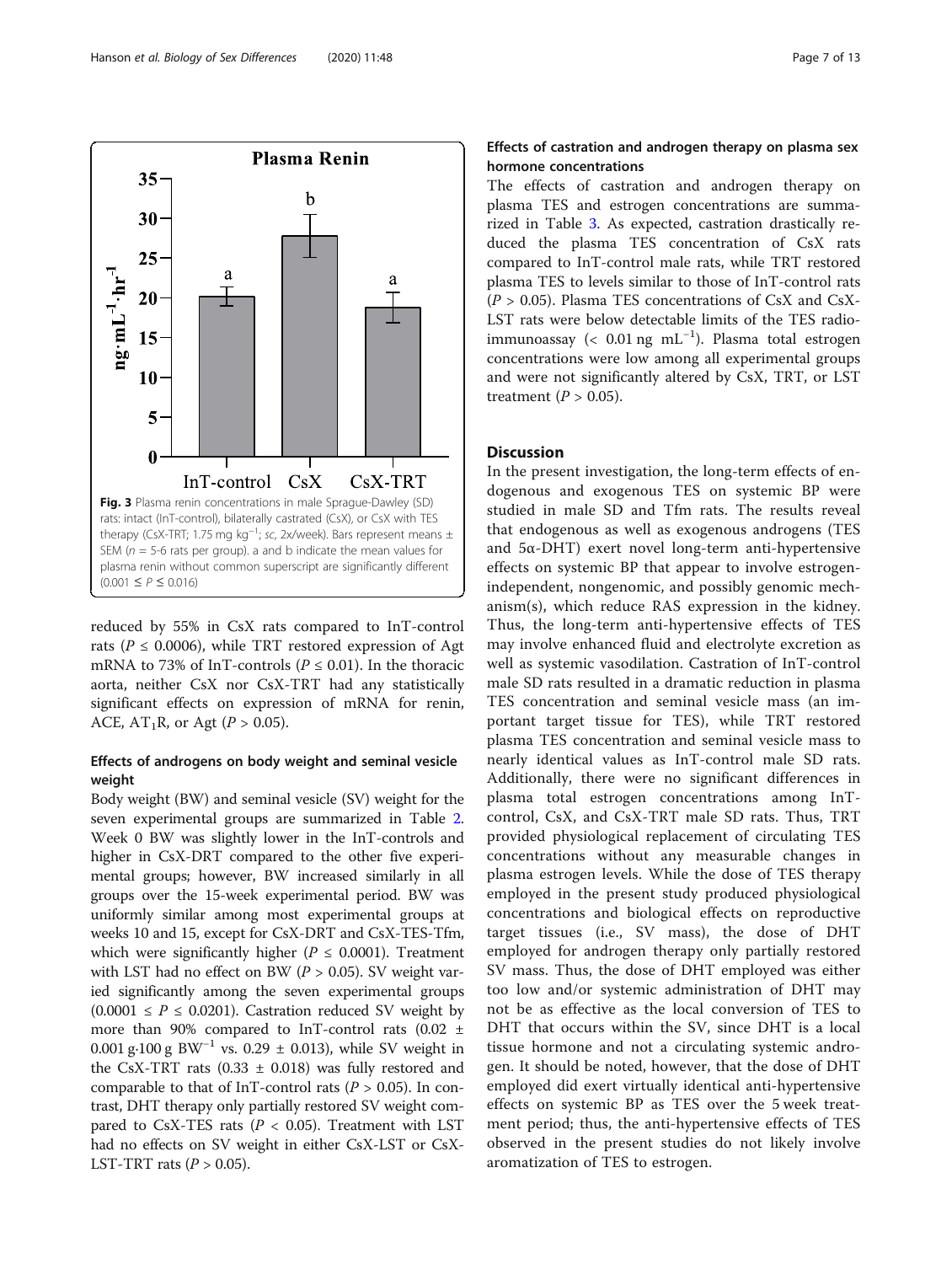Fig. 3 Plasma renin concentrations in male Sprague-Dawley (SD) rats: intact (InT-control), bilaterally castrated (CsX), or CsX with TES therapy (CsX-TRT; 1.75 mg $kg^{-1}$; sc, 2x/week). Bars represent means ± SEM ($n$ = 5-6 rats per group). a and b indicate the mean values for plasma renin without common superscript are significantly different ($0.001 \leq P \leq 0.016$)

reduced by 55% in CsX rats compared to InT-control rats ($P \leq 0.0006$), while TRT restored expression of Agt mRNA to 73% of InT-controls ($P \leq 0.01$). In the thoracic aorta, neither CsX nor CsX-TRT had any statistically significant effects on expression of mRNA for renin, ACE, $AT_1R$, or Agt ($P > 0.05$).

### Effects of androgens on body weight and seminal vesicle weight

Body weight (BW) and seminal vesicle (SV) weight for the seven experimental groups are summarized in Table 2. Week 0 BW was slightly lower in the InT-controls and higher in CsX-DRT compared to the other five experimental groups; however, BW increased similarly in all groups over the 15-week experimental period. BW was uniformly similar among most experimental groups at weeks 10 and 15, except for CsX-DRT and CsX-TES-Tfm, which were significantly higher ($P \leq 0.0001$). Treatment with LST had no effect on BW ($P > 0.05$). SV weight varied significantly among the seven experimental groups ($0.0001 \leq P \leq 0.0201$). Castration reduced SV weight by more than 90% compared to InT-control rats (0.02 ± 0.001 g·100 g $BW^{-1}$ vs. 0.29 ± 0.013), while SV weight in the CsX-TRT rats (0.33 ± 0.018) was fully restored and comparable to that of InT-control rats ($P > 0.05$). In contrast, DHT therapy only partially restored SV weight compared to CsX-TES rats ($P < 0.05$). Treatment with LST had no effects on SV weight in either CsX-LST or CsX-LST-TRT rats ($P > 0.05$).

### Effects of castration and androgen therapy on plasma sex hormone concentrations

The effects of castration and androgen therapy on plasma TES and estrogen concentrations are summarized in Table 3. As expected, castration drastically reduced the plasma TES concentration of CsX rats compared to InT-control male rats, while TRT restored plasma TES to levels similar to those of InT-control rats ($P > 0.05$). Plasma TES concentrations of CsX and CsX-LST rats were below detectable limits of the TES radioimmunoassay (< 0.01 ng $mL^{-1}$). Plasma total estrogen concentrations were low among all experimental groups and were not significantly altered by CsX, TRT, or LST treatment ($P > 0.05$).

## Discussion

In the present investigation, the long-term effects of endogenous and exogenous TES on systemic BP were studied in male SD and Tfm rats. The results reveal that endogenous as well as exogenous androgens (TES and 5α-DHT) exert novel long-term anti-hypertensive effects on systemic BP that appear to involve estrogen-independent, nongenomic, and possibly genomic mechanism(s), which reduce RAS expression in the kidney. Thus, the long-term anti-hypertensive effects of TES may involve enhanced fluid and electrolyte excretion as well as systemic vasodilation. Castration of InT-control male SD rats resulted in a dramatic reduction in plasma TES concentration and seminal vesicle mass (an important target tissue for TES), while TRT restored plasma TES concentration and seminal vesicle mass to nearly identical values as InT-control male SD rats. Additionally, there were no significant differences in plasma total estrogen concentrations among InT-control, CsX, and CsX-TRT male SD rats. Thus, TRT provided physiological replacement of circulating TES concentrations without any measurable changes in plasma estrogen levels. While the dose of TES therapy employed in the present study produced physiological concentrations and biological effects on reproductive target tissues (i.e., SV mass), the dose of DHT employed for androgen therapy only partially restored SV mass. Thus, the dose of DHT employed was either too low and/or systemic administration of DHT may not be as effective as the local conversion of TES to DHT that occurs within the SV, since DHT is a local tissue hormone and not a circulating systemic androgen. It should be noted, however, that the dose of DHT employed did exert virtually identical anti-hypertensive effects on systemic BP as TES over the 5 week treatment period; thus, the anti-hypertensive effects of TES observed in the present studies do not likely involve aromatization of TES to estrogen.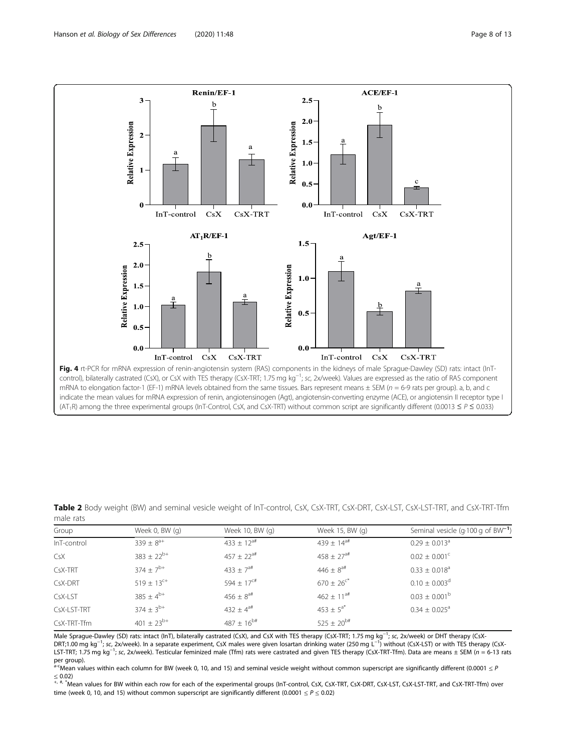**Fig. 4** rt-PCR for mRNA expression of renin-angiotensin system (RAS) components in the kidneys of male Sprague-Dawley (SD) rats: intact (InT-control), bilaterally castrated (CsX), or CsX with TES therapy (CsX-TRT; 1.75 mg kg$^{-1}$; *sc*, 2x/week). Values are expressed as the ratio of RAS component mRNA to elongation factor-1 (EF-1) mRNA levels obtained from the same tissues. Bars represent means ± SEM (*n* = 6-9 rats per group). a, b, and c indicate the mean values for mRNA expression of renin, angiotensinogen (Agt), angiotensin-converting enzyme (ACE), or angiotensin II receptor type I ($AT_1R$) among the three experimental groups (InT-Control, CsX, and CsX-TRT) without common script are significantly different ($0.0013 \leq P \leq 0.033$)

**Table 2** Body weight (BW) and seminal vesicle weight of InT-control, CsX, CsX-TRT, CsX-DRT, CsX-LST, CsX-LST-TRT, and CsX-TRT-Tfm male rats

| Group | Week 0, BW (g) | Week 10, BW (g) | Week 15, BW (g) | Seminal vesicle (g·100 g of BW$^{-1}$) |
|---|---|---|---|---|
| InT-control | 339 ± 8[a+] | 433 ± 12[a#] | 439 ± 14[a#] | 0.29 ± 0.013[a] |
| CsX | 383 ± 22[b+] | 457 ± 22[a#] | 458 ± 27[a#] | 0.02 ± 0.001[c] |
| CsX-TRT | 374 ± 7[b+] | 433 ± 7[a#] | 446 ± 8[a#] | 0.33 ± 0.018[a] |
| CsX-DRT | 519 ± 13[c+] | 594 ± 17[c#] | 670 ± 26[c*] | 0.10 ± 0.003[d] |
| CsX-LST | 385 ± 4[b+] | 456 ± 8[a#] | 462 ± 11[a#] | 0.03 ± 0.001[b] |
| CsX-LST-TRT | 374 ± 3[b+] | 432 ± 4[a#] | 453 ± 5[a*] | 0.34 ± 0.025[a] |
| CsX-TRT-Tfm | 401 ± 23[b+] | 487 ± 16[b#] | 525 ± 20[b#] | |

Male Sprague-Dawley (SD) rats: intact (InT), bilaterally castrated (CsX), and CsX with TES therapy (CsX-TRT; 1.75 mg kg$^{-1}$; *sc*, 2x/week) or DHT therapy (CsX-DRT;1.00 mg kg$^{-1}$; *sc*, 2x/week). In a separate experiment, CsX males were given losartan drinking water (250 mg L$^{-1}$) without (CsX-LST) or with TES therapy (CsX-LST-TRT; 1.75 mg kg$^{-1}$; *sc*, 2x/week). Testicular feminized male (Tfm) rats were castrated and given TES therapy (CsX-TRT-Tfm). Data are means ± SEM (*n* = 6-13 rats per group).

[a-c]Mean values within each column for BW (week 0, 10, and 15) and seminal vesicle weight without common superscript are significantly different ($0.0001 \leq P \leq 0.02$)

[+, #, *]Mean values for BW within each row for each of the experimental groups (InT-control, CsX, CsX-TRT, CsX-DRT, CsX-LST, CsX-LST-TRT, and CsX-TRT-Tfm) over time (week 0, 10, and 15) without common superscript are significantly different ($0.0001 \leq P \leq 0.02$)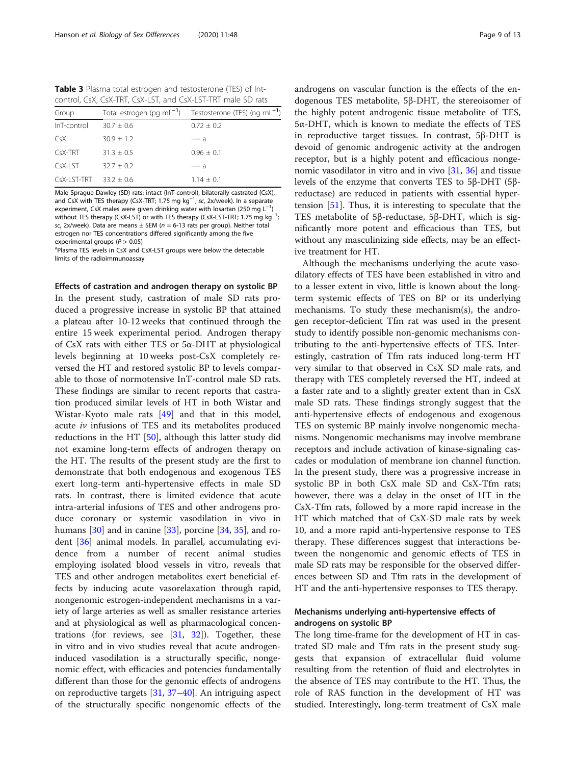**Table 3** Plasma total estrogen and testosterone (TES) of Int-control, CsX, CsX-TRT, CsX-LST, and CsX-LST-TRT male SD rats

| Group | Total estrogen (pg $mL^{-1}$) | Testosterone (TES) (ng $mL^{-1}$) |
|---|---|---|
| InT-control | 30.7 ± 0.6 | 0.72 ± 0.2 |
| CsX | 30.9 ± 1.2 | ---- a |
| CsX-TRT | 31.3 ± 0.5 | 0.96 ± 0.1 |
| CsX-LST | 32.7 ± 0.2 | ---- a |
| CsX-LST-TRT | 33.2 ± 0.6 | 1.14 ± 0.1 |

Male Sprague-Dawley (SD) rats: intact (InT-control), bilaterally castrated (CsX), and CsX with TES therapy (CsX-TRT; 1.75 mg $kg^{-1}$; *sc*, 2x/week). In a separate experiment, CsX males were given drinking water with losartan (250 mg $L^{-1}$) without TES therapy (CsX-LST) or with TES therapy (CsX-LST-TRT; 1.75 mg $kg^{-1}$; *sc*, 2x/week). Data are means ± SEM ($n$ = 6-13 rats per group). Neither total estrogen nor TES concentrations differed significantly among the five experimental groups ($P > 0.05$)

[a]Plasma TES levels in CsX and CsX-LST groups were below the detectable limits of the radioimmunoassay

#### Effects of castration and androgen therapy on systolic BP

In the present study, castration of male SD rats produced a progressive increase in systolic BP that attained a plateau after 10-12 weeks that continued through the entire 15 week experimental period. Androgen therapy of CsX rats with either TES or 5α-DHT at physiological levels beginning at 10 weeks post-CsX completely reversed the HT and restored systolic BP to levels comparable to those of normotensive InT-control male SD rats. These findings are similar to recent reports that castration produced similar levels of HT in both Wistar and Wistar-Kyoto male rats [49] and that in this model, acute *iv* infusions of TES and its metabolites produced reductions in the HT [50], although this latter study did not examine long-term effects of androgen therapy on the HT. The results of the present study are the first to demonstrate that both endogenous and exogenous TES exert long-term anti-hypertensive effects in male SD rats. In contrast, there is limited evidence that acute intra-arterial infusions of TES and other androgens produce coronary or systemic vasodilation in vivo in humans [30] and in canine [33], porcine [34, 35], and rodent [36] animal models. In parallel, accumulating evidence from a number of recent animal studies employing isolated blood vessels in vitro, reveals that TES and other androgen metabolites exert beneficial effects by inducing acute vasorelaxation through rapid, nongenomic estrogen-independent mechanisms in a variety of large arteries as well as smaller resistance arteries and at physiological as well as pharmacological concentrations (for reviews, see [31, 32]). Together, these in vitro and in vivo studies reveal that acute androgen-induced vasodilation is a structurally specific, nongenomic effect, with efficacies and potencies fundamentally different than those for the genomic effects of androgens on reproductive targets [31, 37–40]. An intriguing aspect of the structurally specific nongenomic effects of the androgens on vascular function is the effects of the endogenous TES metabolite, 5β-DHT, the stereoisomer of the highly potent androgenic tissue metabolite of TES, 5α-DHT, which is known to mediate the effects of TES in reproductive target tissues. In contrast, 5β-DHT is devoid of genomic androgenic activity at the androgen receptor, but is a highly potent and efficacious nongenomic vasodilator in vitro and in vivo [31, 36] and tissue levels of the enzyme that converts TES to 5β-DHT (5β-reductase) are reduced in patients with essential hypertension [51]. Thus, it is interesting to speculate that the TES metabolite of 5β-reductase, 5β-DHT, which is significantly more potent and efficacious than TES, but without any masculinizing side effects, may be an effective treatment for HT.

Although the mechanisms underlying the acute vasodilatory effects of TES have been established in vitro and to a lesser extent in vivo, little is known about the long-term systemic effects of TES on BP or its underlying mechanisms. To study these mechanism(s), the androgen receptor-deficient Tfm rat was used in the present study to identify possible non-genomic mechanisms contributing to the anti-hypertensive effects of TES. Interestingly, castration of Tfm rats induced long-term HT very similar to that observed in CsX SD male rats, and therapy with TES completely reversed the HT, indeed at a faster rate and to a slightly greater extent than in CsX male SD rats. These findings strongly suggest that the anti-hypertensive effects of endogenous and exogenous TES on systemic BP mainly involve nongenomic mechanisms. Nongenomic mechanisms may involve membrane receptors and include activation of kinase-signaling cascades or modulation of membrane ion channel function. In the present study, there was a progressive increase in systolic BP in both CsX male SD and CsX-Tfm rats; however, there was a delay in the onset of HT in the CsX-Tfm rats, followed by a more rapid increase in the HT which matched that of CsX-SD male rats by week 10, and a more rapid anti-hypertensive response to TES therapy. These differences suggest that interactions between the nongenomic and genomic effects of TES in male SD rats may be responsible for the observed differences between SD and Tfm rats in the development of HT and the anti-hypertensive responses to TES therapy.

#### Mechanisms underlying anti-hypertensive effects of androgens on systolic BP

The long time-frame for the development of HT in castrated SD male and Tfm rats in the present study suggests that expansion of extracellular fluid volume resulting from the retention of fluid and electrolytes in the absence of TES may contribute to the HT. Thus, the role of RAS function in the development of HT was studied. Interestingly, long-term treatment of CsX male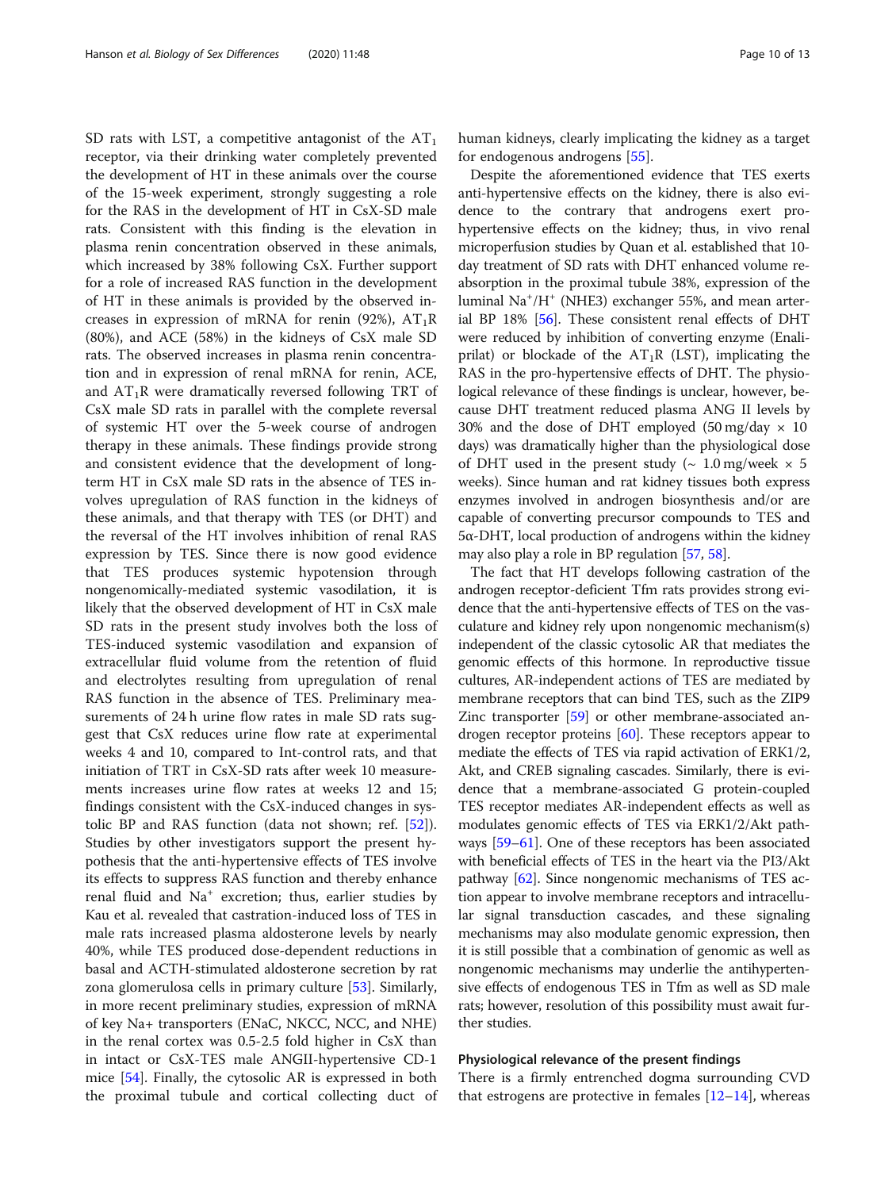SD rats with LST, a competitive antagonist of the $AT_1$ receptor, via their drinking water completely prevented the development of HT in these animals over the course of the 15-week experiment, strongly suggesting a role for the RAS in the development of HT in CsX-SD male rats. Consistent with this finding is the elevation in plasma renin concentration observed in these animals, which increased by 38% following CsX. Further support for a role of increased RAS function in the development of HT in these animals is provided by the observed increases in expression of mRNA for renin (92%), $AT_1R$ (80%), and ACE (58%) in the kidneys of CsX male SD rats. The observed increases in plasma renin concentration and in expression of renal mRNA for renin, ACE, and $AT_1R$ were dramatically reversed following TRT of CsX male SD rats in parallel with the complete reversal of systemic HT over the 5-week course of androgen therapy in these animals. These findings provide strong and consistent evidence that the development of long-term HT in CsX male SD rats in the absence of TES involves upregulation of RAS function in the kidneys of these animals, and that therapy with TES (or DHT) and the reversal of the HT involves inhibition of renal RAS expression by TES. Since there is now good evidence that TES produces systemic hypotension through nongenomically-mediated systemic vasodilation, it is likely that the observed development of HT in CsX male SD rats in the present study involves both the loss of TES-induced systemic vasodilation and expansion of extracellular fluid volume from the retention of fluid and electrolytes resulting from upregulation of renal RAS function in the absence of TES. Preliminary measurements of 24 h urine flow rates in male SD rats suggest that CsX reduces urine flow rate at experimental weeks 4 and 10, compared to Int-control rats, and that initiation of TRT in CsX-SD rats after week 10 measurements increases urine flow rates at weeks 12 and 15; findings consistent with the CsX-induced changes in systolic BP and RAS function (data not shown; ref. [52]). Studies by other investigators support the present hypothesis that the anti-hypertensive effects of TES involve its effects to suppress RAS function and thereby enhance renal fluid and $Na^+$ excretion; thus, earlier studies by Kau et al. revealed that castration-induced loss of TES in male rats increased plasma aldosterone levels by nearly 40%, while TES produced dose-dependent reductions in basal and ACTH-stimulated aldosterone secretion by rat zona glomerulosa cells in primary culture [53]. Similarly, in more recent preliminary studies, expression of mRNA of key Na+ transporters (ENaC, NKCC, NCC, and NHE) in the renal cortex was 0.5-2.5 fold higher in CsX than in intact or CsX-TES male ANGII-hypertensive CD-1 mice [54]. Finally, the cytosolic AR is expressed in both the proximal tubule and cortical collecting duct of human kidneys, clearly implicating the kidney as a target for endogenous androgens [55].

Despite the aforementioned evidence that TES exerts anti-hypertensive effects on the kidney, there is also evidence to the contrary that androgens exert pro-hypertensive effects on the kidney; thus, in vivo renal microperfusion studies by Quan et al. established that 10-day treatment of SD rats with DHT enhanced volume reabsorption in the proximal tubule 38%, expression of the luminal $Na^+/H^+$ (NHE3) exchanger 55%, and mean arterial BP 18% [56]. These consistent renal effects of DHT were reduced by inhibition of converting enzyme (Enaliprilat) or blockade of the $AT_1R$ (LST), implicating the RAS in the pro-hypertensive effects of DHT. The physiological relevance of these findings is unclear, however, because DHT treatment reduced plasma ANG II levels by 30% and the dose of DHT employed (50 mg/day × 10 days) was dramatically higher than the physiological dose of DHT used in the present study (~ 1.0 mg/week × 5 weeks). Since human and rat kidney tissues both express enzymes involved in androgen biosynthesis and/or are capable of converting precursor compounds to TES and 5α-DHT, local production of androgens within the kidney may also play a role in BP regulation [57, 58].

The fact that HT develops following castration of the androgen receptor-deficient Tfm rats provides strong evidence that the anti-hypertensive effects of TES on the vasculature and kidney rely upon nongenomic mechanism(s) independent of the classic cytosolic AR that mediates the genomic effects of this hormone. In reproductive tissue cultures, AR-independent actions of TES are mediated by membrane receptors that can bind TES, such as the ZIP9 Zinc transporter [59] or other membrane-associated androgen receptor proteins [60]. These receptors appear to mediate the effects of TES via rapid activation of ERK1/2, Akt, and CREB signaling cascades. Similarly, there is evidence that a membrane-associated G protein-coupled TES receptor mediates AR-independent effects as well as modulates genomic effects of TES via ERK1/2/Akt pathways [59–61]. One of these receptors has been associated with beneficial effects of TES in the heart via the PI3/Akt pathway [62]. Since nongenomic mechanisms of TES action appear to involve membrane receptors and intracellular signal transduction cascades, and these signaling mechanisms may also modulate genomic expression, then it is still possible that a combination of genomic as well as nongenomic mechanisms may underlie the antihypertensive effects of endogenous TES in Tfm as well as SD male rats; however, resolution of this possibility must await further studies.

### Physiological relevance of the present findings

There is a firmly entrenched dogma surrounding CVD that estrogens are protective in females [12–14], whereas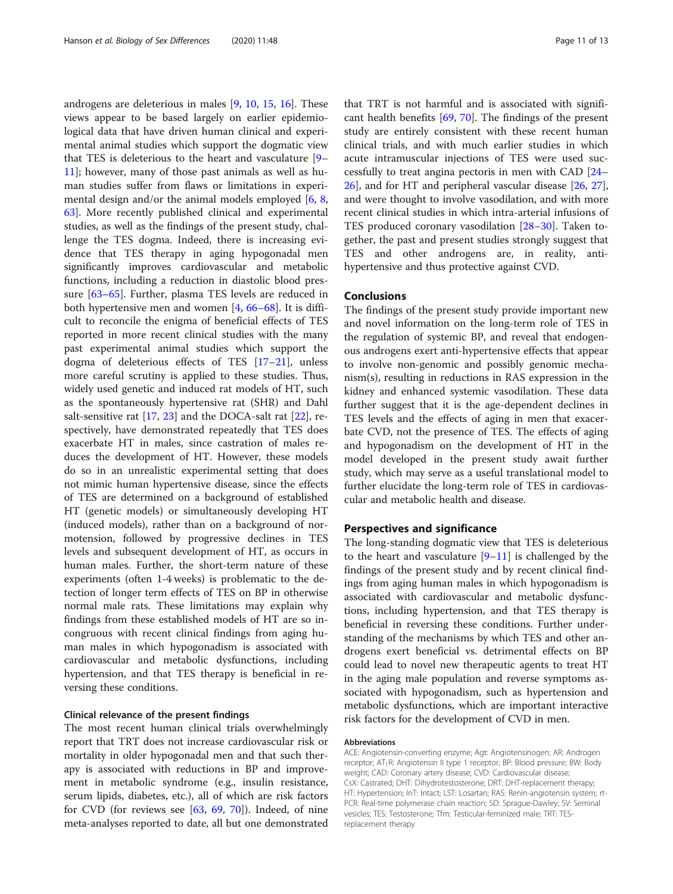androgens are deleterious in males [9, 10, 15, 16]. These views appear to be based largely on earlier epidemiological data that have driven human clinical and experimental animal studies which support the dogmatic view that TES is deleterious to the heart and vasculature [9–11]; however, many of those past animals as well as human studies suffer from flaws or limitations in experimental design and/or the animal models employed [6, 8, 63]. More recently published clinical and experimental studies, as well as the findings of the present study, challenge the TES dogma. Indeed, there is increasing evidence that TES therapy in aging hypogonadal men significantly improves cardiovascular and metabolic functions, including a reduction in diastolic blood pressure [63–65]. Further, plasma TES levels are reduced in both hypertensive men and women [4, 66–68]. It is difficult to reconcile the enigma of beneficial effects of TES reported in more recent clinical studies with the many past experimental animal studies which support the dogma of deleterious effects of TES [17–21], unless more careful scrutiny is applied to these studies. Thus, widely used genetic and induced rat models of HT, such as the spontaneously hypertensive rat (SHR) and Dahl salt-sensitive rat [17, 23] and the DOCA-salt rat [22], respectively, have demonstrated repeatedly that TES does exacerbate HT in males, since castration of males reduces the development of HT. However, these models do so in an unrealistic experimental setting that does not mimic human hypertensive disease, since the effects of TES are determined on a background of established HT (genetic models) or simultaneously developing HT (induced models), rather than on a background of normotension, followed by progressive declines in TES levels and subsequent development of HT, as occurs in human males. Further, the short-term nature of these experiments (often 1-4 weeks) is problematic to the detection of longer term effects of TES on BP in otherwise normal male rats. These limitations may explain why findings from these established models of HT are so incongruous with recent clinical findings from aging human males in which hypogonadism is associated with cardiovascular and metabolic dysfunctions, including hypertension, and that TES therapy is beneficial in reversing these conditions.

### Clinical relevance of the present findings

The most recent human clinical trials overwhelmingly report that TRT does not increase cardiovascular risk or mortality in older hypogonadal men and that such therapy is associated with reductions in BP and improvement in metabolic syndrome (e.g., insulin resistance, serum lipids, diabetes, etc.), all of which are risk factors for CVD (for reviews see [63, 69, 70]). Indeed, of nine meta-analyses reported to date, all but one demonstrated that TRT is not harmful and is associated with significant health benefits [69, 70]. The findings of the present study are entirely consistent with these recent human clinical trials, and with much earlier studies in which acute intramuscular injections of TES were used successfully to treat angina pectoris in men with CAD [24–26], and for HT and peripheral vascular disease [26, 27], and were thought to involve vasodilation, and with more recent clinical studies in which intra-arterial infusions of TES produced coronary vasodilation [28–30]. Taken together, the past and present studies strongly suggest that TES and other androgens are, in reality, anti-hypertensive and thus protective against CVD.

## Conclusions

The findings of the present study provide important new and novel information on the long-term role of TES in the regulation of systemic BP, and reveal that endogenous androgens exert anti-hypertensive effects that appear to involve non-genomic and possibly genomic mechanism(s), resulting in reductions in RAS expression in the kidney and enhanced systemic vasodilation. These data further suggest that it is the age-dependent declines in TES levels and the effects of aging in men that exacerbate CVD, not the presence of TES. The effects of aging and hypogonadism on the development of HT in the model developed in the present study await further study, which may serve as a useful translational model to further elucidate the long-term role of TES in cardiovascular and metabolic health and disease.

## Perspectives and significance

The long-standing dogmatic view that TES is deleterious to the heart and vasculature [9–11] is challenged by the findings of the present study and by recent clinical findings from aging human males in which hypogonadism is associated with cardiovascular and metabolic dysfunctions, including hypertension, and that TES therapy is beneficial in reversing these conditions. Further understanding of the mechanisms by which TES and other androgens exert beneficial vs. detrimental effects on BP could lead to novel new therapeutic agents to treat HT in the aging male population and reverse symptoms associated with hypogonadism, such as hypertension and metabolic dysfunctions, which are important interactive risk factors for the development of CVD in men.

#### Abbreviations

ACE: Angiotensin-converting enzyme; Agt: Angiotensinogen; AR: Androgen receptor; $AT_1R$: Angiotensin II type 1 receptor; BP: Blood pressure; BW: Body weight; CAD: Coronary artery disease; CVD: Cardiovascular disease; CsX: Castrated; DHT: Dihydrotestosterone; DRT: DHT-replacement therapy; HT: Hypertension; InT: Intact; LST: Losartan; RAS: Renin-angiotensin system; rt-PCR: Real-time polymerase chain reaction; SD: Sprague-Dawley; SV: Seminal vesicles; TES: Testosterone; Tfm: Testicular-feminized male; TRT: TES-replacement therapy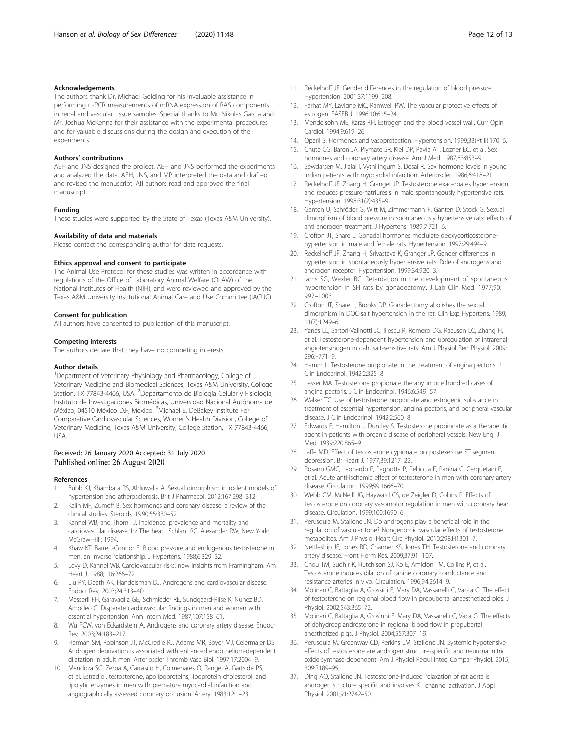### Acknowledgements

The authors thank Dr. Michael Golding for his invaluable assistance in performing rt-PCR measurements of mRNA expression of RAS components in renal and vascular tissue samples. Special thanks to Mr. Nikolas Garcia and Mr. Joshua McKenna for their assistance with the experimental procedures and for valuable discussions during the design and execution of the experiments.

### Authors' contributions

AEH and JNS designed the project. AEH and JNS performed the experiments and analyzed the data. AEH, JNS, and MP interpreted the data and drafted and revised the manuscript. All authors read and approved the final manuscript.

### Funding

These studies were supported by the State of Texas (Texas A&M University).

### Availability of data and materials

Please contact the corresponding author for data requests.

### Ethics approval and consent to participate

The Animal Use Protocol for these studies was written in accordance with regulations of the Office of Laboratory Animal Welfare (OLAW) of the National Institutes of Health (NIH), and were reviewed and approved by the Texas A&M University Institutional Animal Care and Use Committee (IACUC).

### Consent for publication

All authors have consented to publication of this manuscript.

### Competing interests

The authors declare that they have no competing interests.

### Author details

[1]Department of Veterinary Physiology and Pharmacology, College of Veterinary Medicine and Biomedical Sciences, Texas A&M University, College Station, TX 77843-4466, USA. [2]Departamento de Biología Celular y Fisiología, Instituto de Investigaciones Biomédicas, Universidad Nacional Autónoma de México, 04510 México D.F, Mexico. [3]Michael E. DeBakey Institute For Comparative Cardiovascular Sciences, Women's Health Division, College of Veterinary Medicine, Texas A&M University, College Station, TX 77843-4466, USA.

Received: 26 January 2020 Accepted: 31 July 2020
Published online: 26 August 2020

### References

1. Bubb KJ, Khambata RS, Ahluwalia A. Sexual dimorphism in rodent models of hypertension and atherosclerosis. Brit J Pharmacol. 2012;167:298–312.
2. Kalin MF, Zumoff B. Sex hormones and coronary disease: a review of the clinical studies. Steroids. 1990;55:330–52.
3. Kannel WB, and Thom TJ. Incidence, prevalence and mortality and cardiovascular disease. In: The heart. Schlant RC, Alexander RW, New York: McGraw-Hill; 1994.
4. Khaw KT, Barrett-Connor E. Blood pressure and endogenous testosterone in men: an inverse relationship. J Hypertens. 1988;6:329–32.
5. Levy D, Kannel WB. Cardiovascular risks: new insights from Framingham. Am Heart J. 1988;116:266–72.
6. Liu PY, Death AK, Handelsman DJ. Androgens and cardiovascular disease. Endocr Rev. 2003;24:313–40.
7. Messerli FH, Garavaglia GE, Schmieder RE, Sundgaard-Riise K, Nunez BD, Amodeo C. Disparate cardiovascular findings in men and women with essential hypertension. Ann Intern Med. 1987;107:158–61.
8. Wu FCW, von Eckardstein A. Androgens and coronary artery disease. Endocr Rev. 2003;24:183–217.
9. Herman SM, Robinson JT, McCredie RJ, Adams MR, Boyer MJ, Celermajer DS. Androgen deprivation is associated with enhanced endothelium-dependent dilatation in adult men. Arterioscler Thromb Vasc Biol. 1997;17:2004–9.
10. Mendoza SG, Zerpa A, Carrasco H, Colmenares O, Rangel A, Gartside PS, et al. Estradiol, testosterone, apolipoproteins, lipoprotein cholesterol, and lipolytic enzymes in men with premature myocardial infarction and angiographically assessed coronary occlusion. Artery. 1983;12:1–23.
11. Reckelhoff JF. Gender differences in the regulation of blood pressure. Hypertension. 2001;37:1199–208.
12. Farhat MY, Lavigne MC, Ramwell PW. The vascular protective effects of estrogen. FASEB J. 1996;10:615–24.
13. Mendelsohn ME, Karas RH. Estrogen and the blood vessel wall. Curr Opin Cardiol. 1994;9:619–26.
14. Oparil S. Hormones and vasoprotection. Hypertension. 1999;33(Pt II):170–6.
15. Chute CG, Baron JA, Plymate SR, Kiel DP, Pavia AT, Lozner EC, et al. Sex hormones and coronary artery disease. Am J Med. 1987;83:853–9.
16. Sewdarsen M, Jialal I, Vythilingum S, Desai R. Sex hormone levels in young Indian patients with myocardial infarction. Arterioscler. 1986;6:418–21.
17. Reckelhoff JF, Zhang H, Granger JP. Testosterone exacerbates hypertension and reduces pressure-natriuresis in male spontaneously hypertensive rats. Hypertension. 1998;31(2):435–9.
18. Ganten U, Schröder G, Witt M, Zimmermann F, Ganten D, Stock G. Sexual dimorphism of blood pressure in spontaneously hypertensive rats: effects of anti androgen treatment. J Hypertens. 1989;7:721–6.
19. Crofton JT, Share L. Gonadal hormones modulate deoxycorticosterone-hypertension in male and female rats. Hypertension. 1997;29:494–9.
20. Reckelhoff JF, Zhang H, Srivastava K, Granger JP. Gender differences in hypertension in spontaneously hypertensive rats. Role of androgens and androgen receptor. Hypertension. 1999;34:920–3.
21. Iams SG, Wexler BC. Retardation in the development of spontaneous hypertension in SH rats by gonadectomy. J Lab Clin Med. 1977;90: 997–1003.
22. Crofton JT, Share L, Brooks DP. Gonadectomy abolishes the sexual dimorphism in DOC-salt hypertension in the rat. Clin Exp Hypertens. 1989; 11(7):1249–61.
23. Yanes LL, Sartori-Valinotti JC, Iliescu R, Romero DG, Racusen LC, Zhang H, et al. Testosterone-dependent hypertension and upregulation of intrarenal angiotensinogen in dahl salt-sensitive rats. Am J Physiol Ren Physiol. 2009; 296:F771–9.
24. Hamm L. Testosterone propionate in the treatment of angina pectoris. J Clin Endocrinol. 1942;2:325–8.
25. Lesser MA. Testosterone propionate therapy in one hundred cases of angina pectoris. J Clin Endocrinol. 1946;6:549–57.
26. Walker TC. Use of testosterone propionate and estrogenic substance in treatment of essential hypertension, angina pectoris, and peripheral vascular disease. J Clin Endocrinol. 1942;2:560–8.
27. Edwards E, Hamilton J, Duntley S. Testosterone propionate as a therapeutic agent in patients with organic disease of peripheral vessels. New Engl J Med. 1939;220:865–9.
28. Jaffe MD. Effect of testosterone cypionate on postexercise ST segment depression. Br Heart J. 1977;39:1217–22.
29. Rosano GMC, Leonardo F, Pagnotta P, Pelliccia F, Panina G, Cerquetani E, et al. Acute anti-ischemic effect of testosterone in men with coronary artery disease. Circulation. 1999;99:1666–70.
30. Webb CM, McNeill JG, Hayward CS, de Zeigler D, Collins P. Effects of testosterone on coronary vasomotor regulation in men with coronary heart disease. Circulation. 1999;100:1690–6.
31. Perusquía M, Stallone JN. Do androgens play a beneficial role in the regulation of vascular tone? Nongenomic vascular effects of testosterone metabolites. Am J Physiol Heart Circ Physiol. 2010;298:H1301–7.
32. Nettleship JE, Jones RD, Channer KS, Jones TH. Testosterone and coronary artery disease. Front Horm Res. 2009;37:91–107.
33. Chou TM, Sudhir K, Hutchison SJ, Ko E, Amidon TM, Collins P, et al. Testosterone induces dilation of canine coronary conductance and resistance arteries in vivo. Circulation. 1996;94:2614–9.
34. Molinari C, Battaglia A, Grossini E, Mary DA, Vassanelli C, Vacca G. The effect of testosterone on regional blood flow in prepubertal anaesthetized pigs. J Physiol. 2002;543:365–72.
35. Molinari C, Battaglia A, Grosinni E, Mary DA, Vassanelli C, Vaca G. The effects of dehydroepiandrosterone in regional blood flow in prepubertal anesthetized pigs. J Physiol. 2004;557:307–19.
36. Perusquia M, Greenway CD, Perkins LM, Stallone JN. Systemic hypotensive effects of testosterone are androgen structure-specific and neuronal nitric oxide synthase-dependent. Am J Physiol Regul Integ Compar Physiol. 2015; 309:R189–95.
37. Ding AQ, Stallone JN. Testosterone-induced relaxation of rat aorta is androgen structure specific and involves $K^+$ channel activation. J Appl Physiol. 2001;91:2742–50.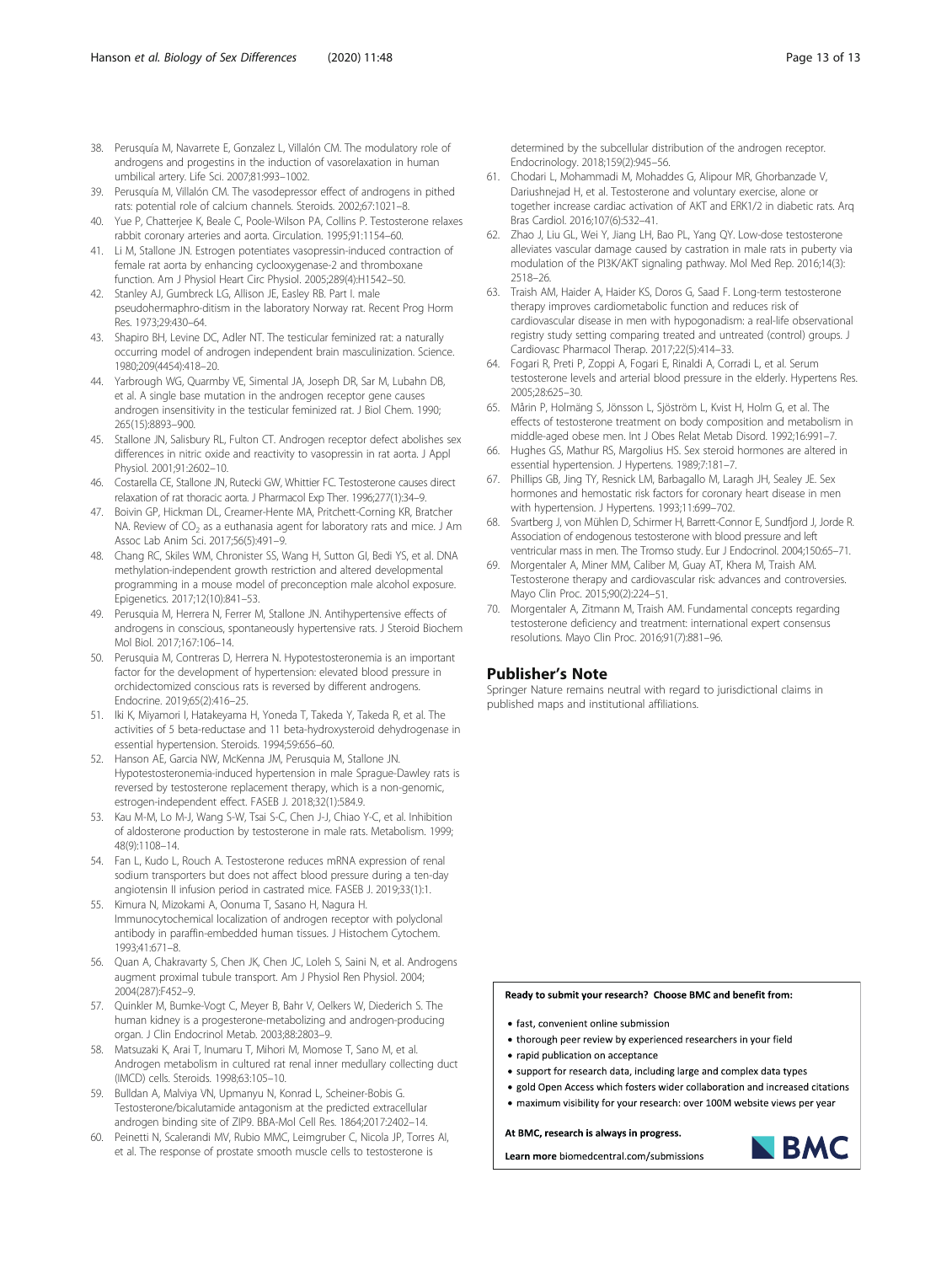38. Perusquía M, Navarrete E, Gonzalez L, Villalón CM. The modulatory role of androgens and progestins in the induction of vasorelaxation in human umbilical artery. Life Sci. 2007;81:993–1002.
39. Perusquía M, Villalón CM. The vasodepressor effect of androgens in pithed rats: potential role of calcium channels. Steroids. 2002;67:1021–8.
40. Yue P, Chatterjee K, Beale C, Poole-Wilson PA, Collins P. Testosterone relaxes rabbit coronary arteries and aorta. Circulation. 1995;91:1154–60.
41. Li M, Stallone JN. Estrogen potentiates vasopressin-induced contraction of female rat aorta by enhancing cyclooxygenase-2 and thromboxane function. Am J Physiol Heart Circ Physiol. 2005;289(4):H1542–50.
42. Stanley AJ, Gumbreck LG, Allison JE, Easley RB. Part I. male pseudohermaphro-ditism in the laboratory Norway rat. Recent Prog Horm Res. 1973;29:430–64.
43. Shapiro BH, Levine DC, Adler NT. The testicular feminized rat: a naturally occurring model of androgen independent brain masculinization. Science. 1980;209(4454):418–20.
44. Yarbrough WG, Quarmby VE, Simental JA, Joseph DR, Sar M, Lubahn DB, et al. A single base mutation in the androgen receptor gene causes androgen insensitivity in the testicular feminized rat. J Biol Chem. 1990; 265(15):8893–900.
45. Stallone JN, Salisbury RL, Fulton CT. Androgen receptor defect abolishes sex differences in nitric oxide and reactivity to vasopressin in rat aorta. J Appl Physiol. 2001;91:2602–10.
46. Costarella CE, Stallone JN, Rutecki GW, Whittier FC. Testosterone causes direct relaxation of rat thoracic aorta. J Pharmacol Exp Ther. 1996;277(1):34–9.
47. Boivin GP, Hickman DL, Creamer-Hente MA, Pritchett-Corning KR, Bratcher NA. Review of $CO_2$ as a euthanasia agent for laboratory rats and mice. J Am Assoc Lab Anim Sci. 2017;56(5):491–9.
48. Chang RC, Skiles WM, Chronister SS, Wang H, Sutton GI, Bedi YS, et al. DNA methylation-independent growth restriction and altered developmental programming in a mouse model of preconception male alcohol exposure. Epigenetics. 2017;12(10):841–53.
49. Perusquia M, Herrera N, Ferrer M, Stallone JN. Antihypertensive effects of androgens in conscious, spontaneously hypertensive rats. J Steroid Biochem Mol Biol. 2017;167:106–14.
50. Perusquia M, Contreras D, Herrera N. Hypotestosteronemia is an important factor for the development of hypertension: elevated blood pressure in orchidectomized conscious rats is reversed by different androgens. Endocrine. 2019;65(2):416–25.
51. Iki K, Miyamori I, Hatakeyama H, Yoneda T, Takeda Y, Takeda R, et al. The activities of 5 beta-reductase and 11 beta-hydroxysteroid dehydrogenase in essential hypertension. Steroids. 1994;59:656–60.
52. Hanson AE, Garcia NW, McKenna JM, Perusquia M, Stallone JN. Hypotestosteronemia-induced hypertension in male Sprague-Dawley rats is reversed by testosterone replacement therapy, which is a non-genomic, estrogen-independent effect. FASEB J. 2018;32(1):584.9.
53. Kau M-M, Lo M-J, Wang S-W, Tsai S-C, Chen J-J, Chiao Y-C, et al. Inhibition of aldosterone production by testosterone in male rats. Metabolism. 1999; 48(9):1108–14.
54. Fan L, Kudo L, Rouch A. Testosterone reduces mRNA expression of renal sodium transporters but does not affect blood pressure during a ten-day angiotensin II infusion period in castrated mice. FASEB J. 2019;33(1):1.
55. Kimura N, Mizokami A, Oonuma T, Sasano H, Nagura H. Immunocytochemical localization of androgen receptor with polyclonal antibody in paraffin-embedded human tissues. J Histochem Cytochem. 1993;41:671–8.
56. Quan A, Chakravarty S, Chen JK, Chen JC, Loleh S, Saini N, et al. Androgens augment proximal tubule transport. Am J Physiol Ren Physiol. 2004; 2004(287):F452–9.
57. Quinkler M, Bumke-Vogt C, Meyer B, Bahr V, Oelkers W, Diederich S. The human kidney is a progesterone-metabolizing and androgen-producing organ. J Clin Endocrinol Metab. 2003;88:2803–9.
58. Matsuzaki K, Arai T, Inumaru T, Mihori M, Momose T, Sano M, et al. Androgen metabolism in cultured rat renal inner medullary collecting duct (IMCD) cells. Steroids. 1998;63:105–10.
59. Bulldan A, Malviya VN, Upmanyu N, Konrad L, Scheiner-Bobis G. Testosterone/bicalutamide antagonism at the predicted extracellular androgen binding site of ZIP9. BBA-Mol Cell Res. 1864;2017:2402–14.
60. Peinetti N, Scalerandi MV, Rubio MMC, Leimgruber C, Nicola JP, Torres AI, et al. The response of prostate smooth muscle cells to testosterone is determined by the subcellular distribution of the androgen receptor. Endocrinology. 2018;159(2):945–56.
61. Chodari L, Mohammadi M, Mohaddes G, Alipour MR, Ghorbanzade V, Dariushnejad H, et al. Testosterone and voluntary exercise, alone or together increase cardiac activation of AKT and ERK1/2 in diabetic rats. Arq Bras Cardiol. 2016;107(6):532–41.
62. Zhao J, Liu GL, Wei Y, Jiang LH, Bao PL, Yang QY. Low-dose testosterone alleviates vascular damage caused by castration in male rats in puberty via modulation of the PI3K/AKT signaling pathway. Mol Med Rep. 2016;14(3): 2518–26.
63. Traish AM, Haider A, Haider KS, Doros G, Saad F. Long-term testosterone therapy improves cardiometabolic function and reduces risk of cardiovascular disease in men with hypogonadism: a real-life observational registry study setting comparing treated and untreated (control) groups. J Cardiovasc Pharmacol Therap. 2017;22(5):414–33.
64. Fogari R, Preti P, Zoppi A, Fogari E, Rinaldi A, Corradi L, et al. Serum testosterone levels and arterial blood pressure in the elderly. Hypertens Res. 2005;28:625–30.
65. Mårin P, Holmäng S, Jönsson L, Sjöström L, Kvist H, Holm G, et al. The effects of testosterone treatment on body composition and metabolism in middle-aged obese men. Int J Obes Relat Metab Disord. 1992;16:991–7.
66. Hughes GS, Mathur RS, Margolius HS. Sex steroid hormones are altered in essential hypertension. J Hypertens. 1989;7:181–7.
67. Phillips GB, Jing TY, Resnick LM, Barbagallo M, Laragh JH, Sealey JE. Sex hormones and hemostatic risk factors for coronary heart disease in men with hypertension. J Hypertens. 1993;11:699–702.
68. Svartberg J, von Mühlen D, Schirmer H, Barrett-Connor E, Sundfjord J, Jorde R. Association of endogenous testosterone with blood pressure and left ventricular mass in men. The Tromso study. Eur J Endocrinol. 2004;150:65–71.
69. Morgentaler A, Miner MM, Caliber M, Guay AT, Khera M, Traish AM. Testosterone therapy and cardiovascular risk: advances and controversies. Mayo Clin Proc. 2015;90(2):224–51.
70. Morgentaler A, Zitmann M, Traish AM. Fundamental concepts regarding testosterone deficiency and treatment: international expert consensus resolutions. Mayo Clin Proc. 2016;91(7):881–96.

## Publisher's Note

Springer Nature remains neutral with regard to jurisdictional claims in published maps and institutional affiliations.

**Ready to submit your research? Choose BMC and benefit from:**

- fast, convenient online submission
- thorough peer review by experienced researchers in your field
- rapid publication on acceptance
- support for research data, including large and complex data types
- gold Open Access which fosters wider collaboration and increased citations
- maximum visibility for your research: over 100M website views per year

**At BMC, research is always in progress.**

**Learn more** biomedcentral.com/submissions

BMC